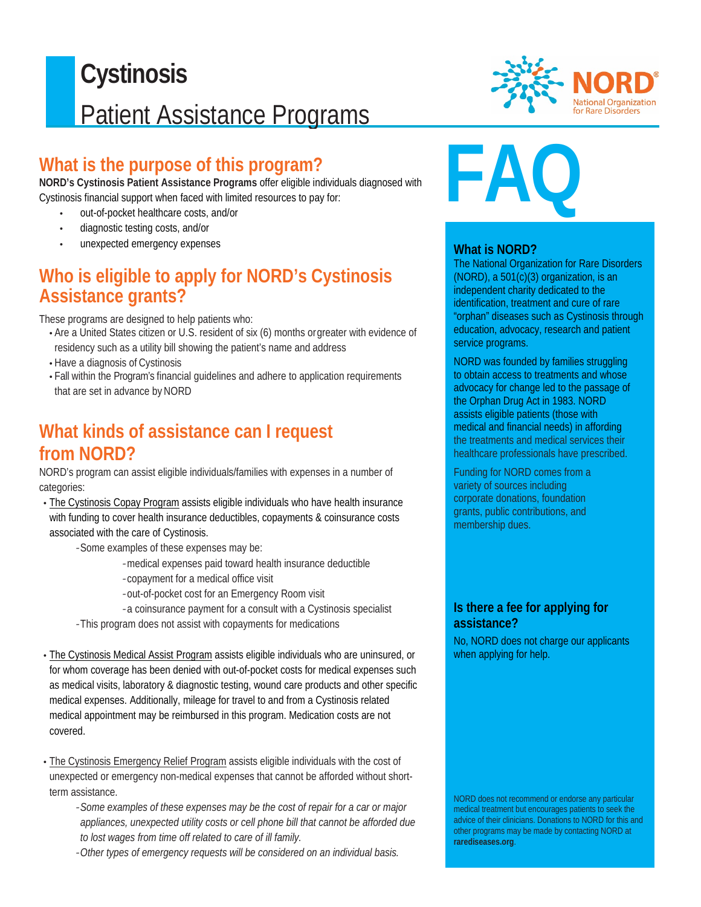# Cystinosis

## Patient Assistance Programs

## What is the purpose of this program?

**NORD's Cystinosis Patient Assistance Programs** offer eligible individuals diagnosed with Cystinosis financial support when faced with limited resources to pay for:

- out-of-pocket healthcare costs, and/or
- diagnostic testing costs, and/or
- unexpected emergency expenses

## Who is eligible to apply for NORD's Cystinosis Assistance grants?

These programs are designed to help patients who:

- Are a United States citizen or U.S. resident of six (6) months orgreater with evidence of residency such as a utility bill showing the patient's name and address
- Have a diagnosis of Cystinosis
- Fall within the Program's financial guidelines and adhere to application requirements that are set in advance by NORD

## What kinds of assistance can I request from NORD?

NORD's program can assist eligible individuals/families with expenses in a number of categories:

- The Cystinosis Copay Program assists eligible individuals who have health insurance with funding to cover health insurance deductibles, copayments & coinsurance costs associated with the care of Cystinosis.
  - -Some examples of these expenses may be:
    - -medical expenses paid toward health insurance deductible
    - -copayment for a medical office visit
    - -out-of-pocket cost for an Emergency Room visit
    - -a coinsurance payment for a consult with a Cystinosis specialist
  - -This program does not assist with copayments for medications

- The Cystinosis Medical Assist Program assists eligible individuals who are uninsured, or for whom coverage has been denied with out-of-pocket costs for medical expenses such as medical visits, laboratory & diagnostic testing, wound care products and other specific medical expenses. Additionally, mileage for travel to and from a Cystinosis related medical appointment may be reimbursed in this program. Medication costs are not covered.

- The Cystinosis Emergency Relief Program assists eligible individuals with the cost of unexpected or emergency non-medical expenses that cannot be afforded without short-term assistance.
  - *-Some examples of these expenses may be the cost of repair for a car or major appliances, unexpected utility costs or cell phone bill that cannot be afforded due to lost wages from time off related to care of ill family.*
  - *-Other types of emergency requests will be considered on an individual basis.*

# FAQ

### What is NORD?

The National Organization for Rare Disorders (NORD), a 501(c)(3) organization, is an independent charity dedicated to the identification, treatment and cure of rare "orphan" diseases such as Cystinosis through education, advocacy, research and patient service programs.

NORD was founded by families struggling to obtain access to treatments and whose advocacy for change led to the passage of the Orphan Drug Act in 1983. NORD assists eligible patients (those with medical and financial needs) in affording the treatments and medical services their healthcare professionals have prescribed.

Funding for NORD comes from a variety of sources including corporate donations, foundation grants, public contributions, and membership dues.

### Is there a fee for applying for assistance?

No, NORD does not charge our applicants when applying for help.

NORD does not recommend or endorse any particular medical treatment but encourages patients to seek the advice of their clinicians. Donations to NORD for this and other programs may be made by contacting NORD at **rarediseases.org**.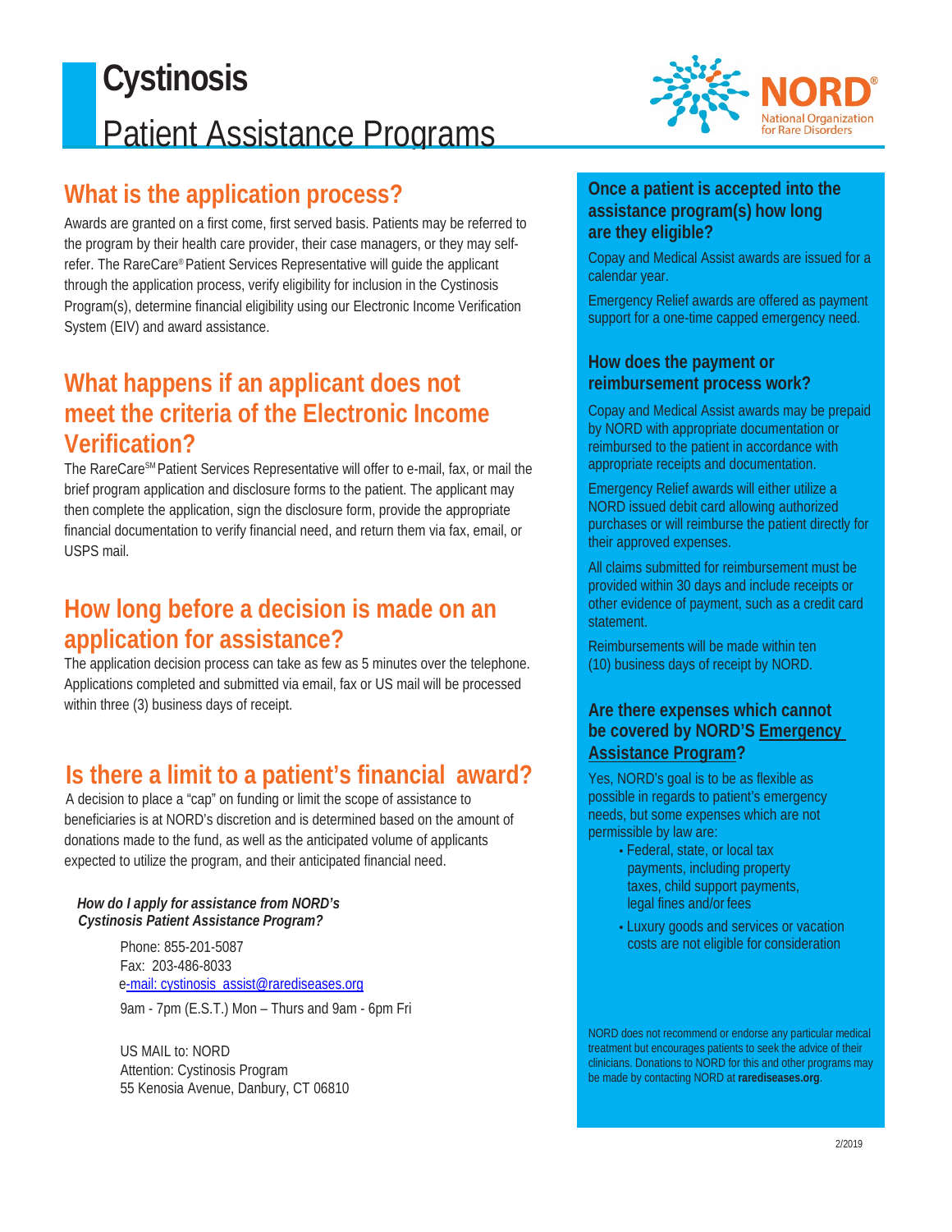# Cystinosis

## Patient Assistance Programs

NORD® National Organization for Rare Disorders

## What is the application process?

Awards are granted on a first come, first served basis. Patients may be referred to the program by their health care provider, their case managers, or they may self-refer. The RareCare® Patient Services Representative will guide the applicant through the application process, verify eligibility for inclusion in the Cystinosis Program(s), determine financial eligibility using our Electronic Income Verification System (EIV) and award assistance.

## What happens if an applicant does not meet the criteria of the Electronic Income Verification?

The RareCare℠ Patient Services Representative will offer to e-mail, fax, or mail the brief program application and disclosure forms to the patient. The applicant may then complete the application, sign the disclosure form, provide the appropriate financial documentation to verify financial need, and return them via fax, email, or USPS mail.

## How long before a decision is made on an application for assistance?

The application decision process can take as few as 5 minutes over the telephone. Applications completed and submitted via email, fax or US mail will be processed within three (3) business days of receipt.

## Is there a limit to a patient's financial award?

A decision to place a "cap" on funding or limit the scope of assistance to beneficiaries is at NORD's discretion and is determined based on the amount of donations made to the fund, as well as the anticipated volume of applicants expected to utilize the program, and their anticipated financial need.

***How do I apply for assistance from NORD's Cystinosis Patient Assistance Program?***

Phone: 855-201-5087
Fax: 203-486-8033
e-mail: cystinosis_assist@rarediseases.org
9am - 7pm (E.S.T.) Mon – Thurs and 9am - 6pm Fri

US MAIL to: NORD
Attention: Cystinosis Program
55 Kenosia Avenue, Danbury, CT 06810

### Once a patient is accepted into the assistance program(s) how long are they eligible?

Copay and Medical Assist awards are issued for a calendar year.

Emergency Relief awards are offered as payment support for a one-time capped emergency need.

### How does the payment or reimbursement process work?

Copay and Medical Assist awards may be prepaid by NORD with appropriate documentation or reimbursed to the patient in accordance with appropriate receipts and documentation.

Emergency Relief awards will either utilize a NORD issued debit card allowing authorized purchases or will reimburse the patient directly for their approved expenses.

All claims submitted for reimbursement must be provided within 30 days and include receipts or other evidence of payment, such as a credit card statement.

Reimbursements will be made within ten (10) business days of receipt by NORD.

### Are there expenses which cannot be covered by NORD'S Emergency Assistance Program?

Yes, NORD's goal is to be as flexible as possible in regards to patient's emergency needs, but some expenses which are not permissible by law are:

- Federal, state, or local tax payments, including property taxes, child support payments, legal fines and/or fees
- Luxury goods and services or vacation costs are not eligible for consideration

NORD does not recommend or endorse any particular medical treatment but encourages patients to seek the advice of their clinicians. Donations to NORD for this and other programs may be made by contacting NORD at **rarediseases.org**.

2/2019